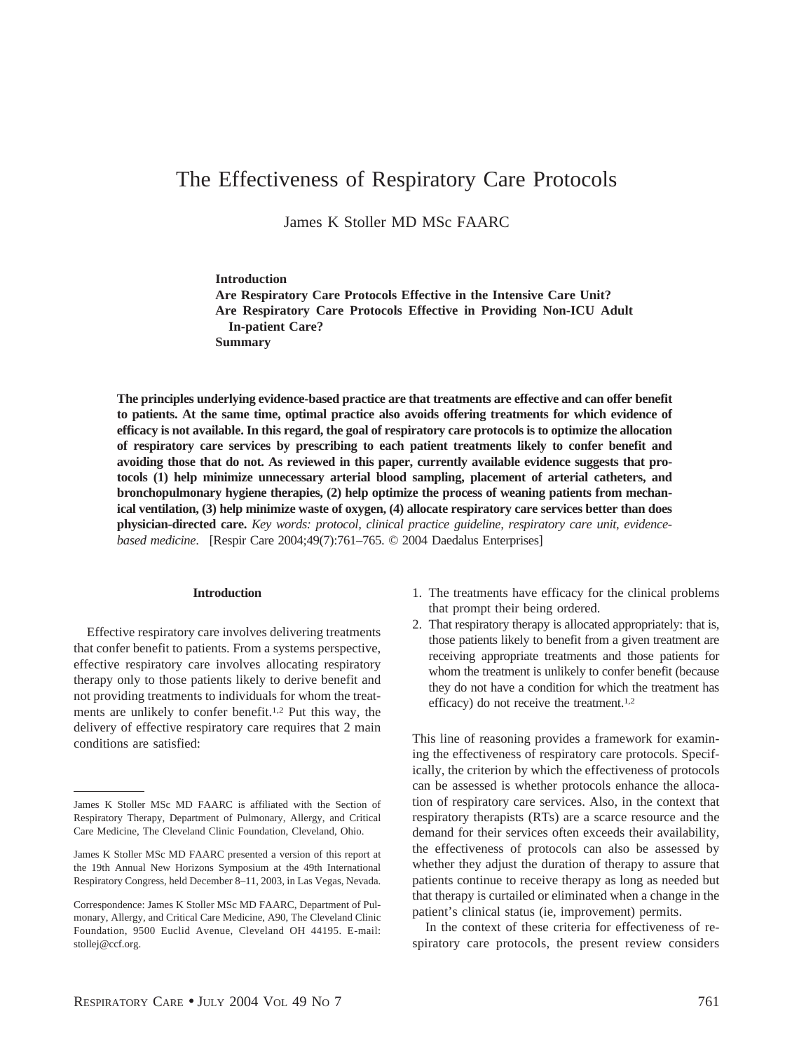# The Effectiveness of Respiratory Care Protocols

James K Stoller MD MSc FAARC

**Introduction**
**Are Respiratory Care Protocols Effective in the Intensive Care Unit?**
**Are Respiratory Care Protocols Effective in Providing Non-ICU Adult In-patient Care?**
**Summary**

**The principles underlying evidence-based practice are that treatments are effective and can offer benefit to patients. At the same time, optimal practice also avoids offering treatments for which evidence of efficacy is not available. In this regard, the goal of respiratory care protocols is to optimize the allocation of respiratory care services by prescribing to each patient treatments likely to confer benefit and avoiding those that do not. As reviewed in this paper, currently available evidence suggests that protocols (1) help minimize unnecessary arterial blood sampling, placement of arterial catheters, and bronchopulmonary hygiene therapies, (2) help optimize the process of weaning patients from mechanical ventilation, (3) help minimize waste of oxygen, (4) allocate respiratory care services better than does physician-directed care.** *Key words: protocol, clinical practice guideline, respiratory care unit, evidence-based medicine*. [Respir Care 2004;49(7):761–765. © 2004 Daedalus Enterprises]

## Introduction

Effective respiratory care involves delivering treatments that confer benefit to patients. From a systems perspective, effective respiratory care involves allocating respiratory therapy only to those patients likely to derive benefit and not providing treatments to individuals for whom the treatments are unlikely to confer benefit.[1,2] Put this way, the delivery of effective respiratory care requires that 2 main conditions are satisfied:

1. The treatments have efficacy for the clinical problems that prompt their being ordered.
2. That respiratory therapy is allocated appropriately: that is, those patients likely to benefit from a given treatment are receiving appropriate treatments and those patients for whom the treatment is unlikely to confer benefit (because they do not have a condition for which the treatment has efficacy) do not receive the treatment.[1,2]

This line of reasoning provides a framework for examining the effectiveness of respiratory care protocols. Specifically, the criterion by which the effectiveness of protocols can be assessed is whether protocols enhance the allocation of respiratory care services. Also, in the context that respiratory therapists (RTs) are a scarce resource and the demand for their services often exceeds their availability, the effectiveness of protocols can also be assessed by whether they adjust the duration of therapy to assure that patients continue to receive therapy as long as needed but that therapy is curtailed or eliminated when a change in the patient's clinical status (ie, improvement) permits.

In the context of these criteria for effectiveness of respiratory care protocols, the present review considers

---

James K Stoller MSc MD FAARC is affiliated with the Section of Respiratory Therapy, Department of Pulmonary, Allergy, and Critical Care Medicine, The Cleveland Clinic Foundation, Cleveland, Ohio.

James K Stoller MSc MD FAARC presented a version of this report at the 19th Annual New Horizons Symposium at the 49th International Respiratory Congress, held December 8–11, 2003, in Las Vegas, Nevada.

Correspondence: James K Stoller MSc MD FAARC, Department of Pulmonary, Allergy, and Critical Care Medicine, A90, The Cleveland Clinic Foundation, 9500 Euclid Avenue, Cleveland OH 44195. E-mail: stollej@ccf.org.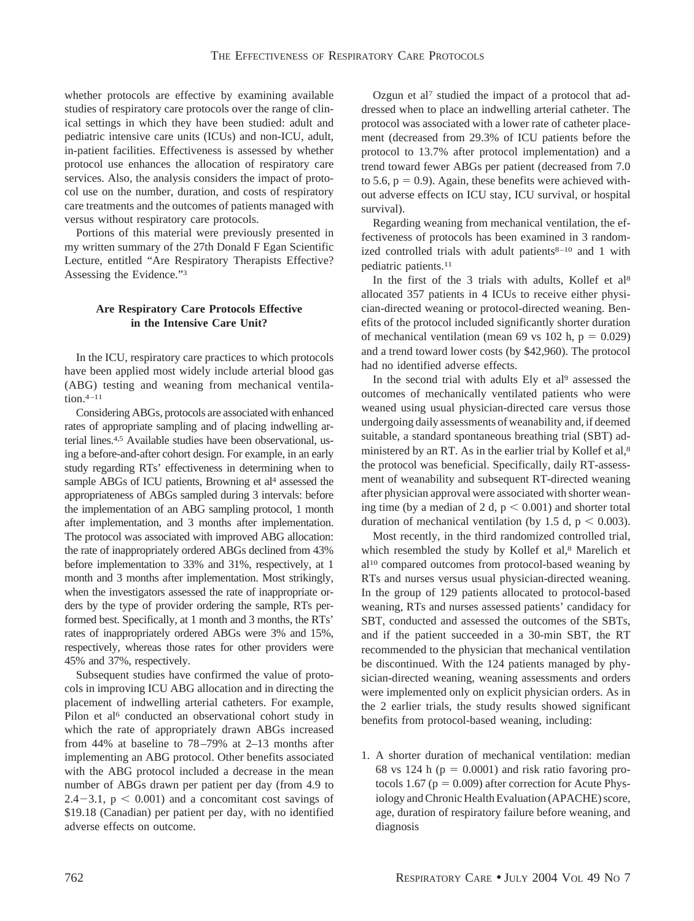whether protocols are effective by examining available studies of respiratory care protocols over the range of clinical settings in which they have been studied: adult and pediatric intensive care units (ICUs) and non-ICU, adult, in-patient facilities. Effectiveness is assessed by whether protocol use enhances the allocation of respiratory care services. Also, the analysis considers the impact of protocol use on the number, duration, and costs of respiratory care treatments and the outcomes of patients managed with versus without respiratory care protocols.

Portions of this material were previously presented in my written summary of the 27th Donald F Egan Scientific Lecture, entitled "Are Respiratory Therapists Effective? Assessing the Evidence."[3]

## Are Respiratory Care Protocols Effective in the Intensive Care Unit?

In the ICU, respiratory care practices to which protocols have been applied most widely include arterial blood gas (ABG) testing and weaning from mechanical ventilation.[4–11]

Considering ABGs, protocols are associated with enhanced rates of appropriate sampling and of placing indwelling arterial lines.[4,5] Available studies have been observational, using a before-and-after cohort design. For example, in an early study regarding RTs' effectiveness in determining when to sample ABGs of ICU patients, Browning et al[4] assessed the appropriateness of ABGs sampled during 3 intervals: before the implementation of an ABG sampling protocol, 1 month after implementation, and 3 months after implementation. The protocol was associated with improved ABG allocation: the rate of inappropriately ordered ABGs declined from 43% before implementation to 33% and 31%, respectively, at 1 month and 3 months after implementation. Most strikingly, when the investigators assessed the rate of inappropriate orders by the type of provider ordering the sample, RTs performed best. Specifically, at 1 month and 3 months, the RTs' rates of inappropriately ordered ABGs were 3% and 15%, respectively, whereas those rates for other providers were 45% and 37%, respectively.

Subsequent studies have confirmed the value of protocols in improving ICU ABG allocation and in directing the placement of indwelling arterial catheters. For example, Pilon et al[6] conducted an observational cohort study in which the rate of appropriately drawn ABGs increased from 44% at baseline to 78–79% at 2–13 months after implementing an ABG protocol. Other benefits associated with the ABG protocol included a decrease in the mean number of ABGs drawn per patient per day (from 4.9 to 2.4−3.1, $p < 0.001$) and a concomitant cost savings of \$19.18 (Canadian) per patient per day, with no identified adverse effects on outcome.

Ozgun et al[7] studied the impact of a protocol that addressed when to place an indwelling arterial catheter. The protocol was associated with a lower rate of catheter placement (decreased from 29.3% of ICU patients before the protocol to 13.7% after protocol implementation) and a trend toward fewer ABGs per patient (decreased from 7.0 to 5.6, $p = 0.9$). Again, these benefits were achieved without adverse effects on ICU stay, ICU survival, or hospital survival).

Regarding weaning from mechanical ventilation, the effectiveness of protocols has been examined in 3 randomized controlled trials with adult patients[8–10] and 1 with pediatric patients.[11]

In the first of the 3 trials with adults, Kollef et al[8] allocated 357 patients in 4 ICUs to receive either physician-directed weaning or protocol-directed weaning. Benefits of the protocol included significantly shorter duration of mechanical ventilation (mean 69 vs 102 h, $p = 0.029$) and a trend toward lower costs (by \$42,960). The protocol had no identified adverse effects.

In the second trial with adults Ely et al[9] assessed the outcomes of mechanically ventilated patients who were weaned using usual physician-directed care versus those undergoing daily assessments of weanability and, if deemed suitable, a standard spontaneous breathing trial (SBT) administered by an RT. As in the earlier trial by Kollef et al,[8] the protocol was beneficial. Specifically, daily RT-assessment of weanability and subsequent RT-directed weaning after physician approval were associated with shorter weaning time (by a median of 2 d, $p < 0.001$) and shorter total duration of mechanical ventilation (by 1.5 d, $p < 0.003$).

Most recently, in the third randomized controlled trial, which resembled the study by Kollef et al,[8] Marelich et al[10] compared outcomes from protocol-based weaning by RTs and nurses versus usual physician-directed weaning. In the group of 129 patients allocated to protocol-based weaning, RTs and nurses assessed patients' candidacy for SBT, conducted and assessed the outcomes of the SBTs, and if the patient succeeded in a 30-min SBT, the RT recommended to the physician that mechanical ventilation be discontinued. With the 124 patients managed by physician-directed weaning, weaning assessments and orders were implemented only on explicit physician orders. As in the 2 earlier trials, the study results showed significant benefits from protocol-based weaning, including:

1. A shorter duration of mechanical ventilation: median 68 vs 124 h ($p = 0.0001$) and risk ratio favoring protocols 1.67 ($p = 0.009$) after correction for Acute Physiology and Chronic Health Evaluation (APACHE) score, age, duration of respiratory failure before weaning, and diagnosis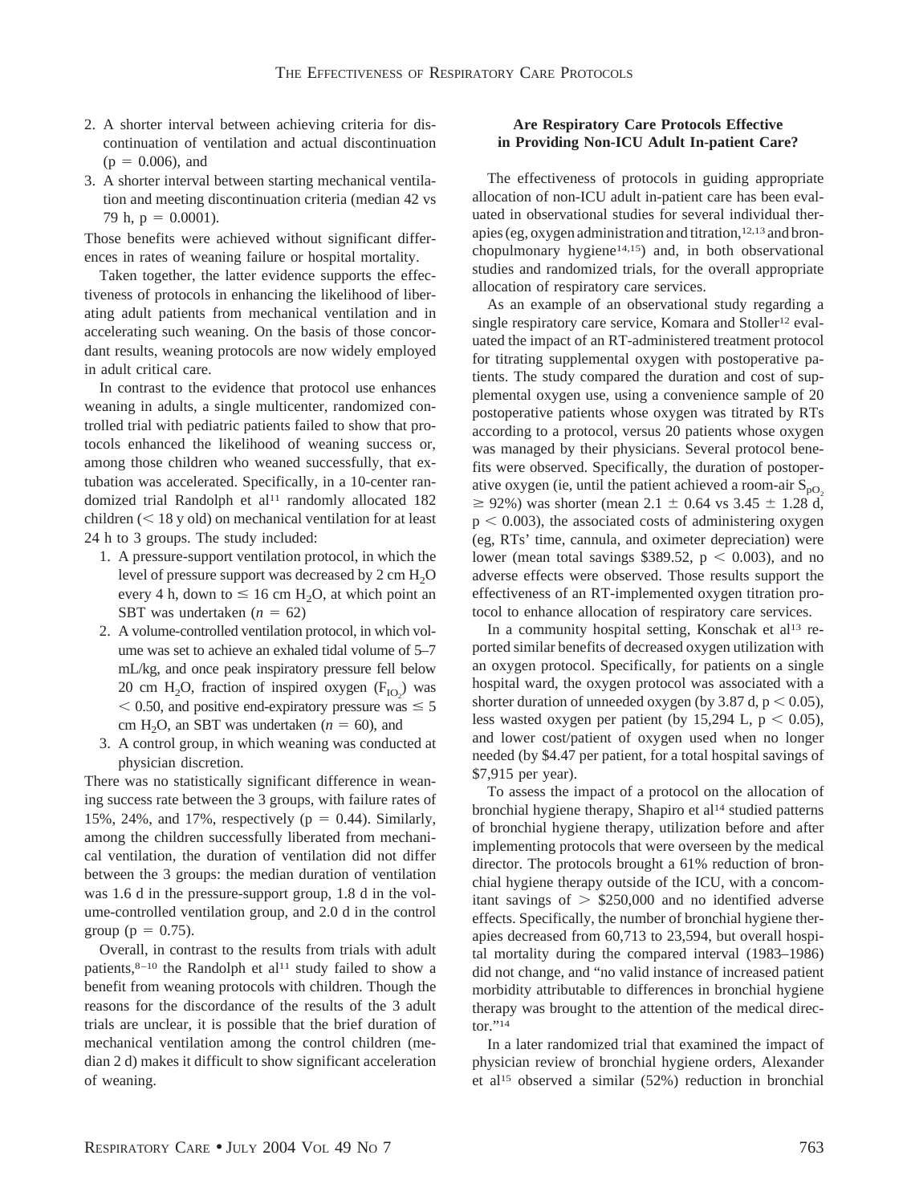2. A shorter interval between achieving criteria for discontinuation of ventilation and actual discontinuation ($p = 0.006$), and
3. A shorter interval between starting mechanical ventilation and meeting discontinuation criteria (median 42 vs 79 h, $p = 0.0001$).

Those benefits were achieved without significant differences in rates of weaning failure or hospital mortality.

Taken together, the latter evidence supports the effectiveness of protocols in enhancing the likelihood of liberating adult patients from mechanical ventilation and in accelerating such weaning. On the basis of those concordant results, weaning protocols are now widely employed in adult critical care.

In contrast to the evidence that protocol use enhances weaning in adults, a single multicenter, randomized controlled trial with pediatric patients failed to show that protocols enhanced the likelihood of weaning success or, among those children who weaned successfully, that extubation was accelerated. Specifically, in a 10-center randomized trial Randolph et al[11] randomly allocated 182 children (< 18 y old) on mechanical ventilation for at least 24 h to 3 groups. The study included:

1. A pressure-support ventilation protocol, in which the level of pressure support was decreased by 2 cm $H_2O$ every 4 h, down to ≤ 16 cm $H_2O$, at which point an SBT was undertaken ($n = 62$)
2. A volume-controlled ventilation protocol, in which volume was set to achieve an exhaled tidal volume of 5–7 mL/kg, and once peak inspiratory pressure fell below 20 cm $H_2O$, fraction of inspired oxygen ($F_{IO_2}$) was < 0.50, and positive end-expiratory pressure was ≤ 5 cm $H_2O$, an SBT was undertaken ($n = 60$), and
3. A control group, in which weaning was conducted at physician discretion.

There was no statistically significant difference in weaning success rate between the 3 groups, with failure rates of 15%, 24%, and 17%, respectively ($p = 0.44$). Similarly, among the children successfully liberated from mechanical ventilation, the duration of ventilation did not differ between the 3 groups: the median duration of ventilation was 1.6 d in the pressure-support group, 1.8 d in the volume-controlled ventilation group, and 2.0 d in the control group ($p = 0.75$).

Overall, in contrast to the results from trials with adult patients,[8–10] the Randolph et al[11] study failed to show a benefit from weaning protocols with children. Though the reasons for the discordance of the results of the 3 adult trials are unclear, it is possible that the brief duration of mechanical ventilation among the control children (median 2 d) makes it difficult to show significant acceleration of weaning.

### Are Respiratory Care Protocols Effective in Providing Non-ICU Adult In-patient Care?

The effectiveness of protocols in guiding appropriate allocation of non-ICU adult in-patient care has been evaluated in observational studies for several individual therapies (eg, oxygen administration and titration,[12,13] and bronchopulmonary hygiene[14,15]) and, in both observational studies and randomized trials, for the overall appropriate allocation of respiratory care services.

As an example of an observational study regarding a single respiratory care service, Komara and Stoller[12] evaluated the impact of an RT-administered treatment protocol for titrating supplemental oxygen with postoperative patients. The study compared the duration and cost of supplemental oxygen use, using a convenience sample of 20 postoperative patients whose oxygen was titrated by RTs according to a protocol, versus 20 patients whose oxygen was managed by their physicians. Several protocol benefits were observed. Specifically, the duration of postoperative oxygen (ie, until the patient achieved a room-air $S_{pO_2}$ ≥ 92%) was shorter (mean 2.1 ± 0.64 vs 3.45 ± 1.28 d, $p < 0.003$), the associated costs of administering oxygen (eg, RTs' time, cannula, and oximeter depreciation) were lower (mean total savings \$389.52, $p < 0.003$), and no adverse effects were observed. Those results support the effectiveness of an RT-implemented oxygen titration protocol to enhance allocation of respiratory care services.

In a community hospital setting, Konschak et al[13] reported similar benefits of decreased oxygen utilization with an oxygen protocol. Specifically, for patients on a single hospital ward, the oxygen protocol was associated with a shorter duration of unneeded oxygen (by 3.87 d, $p < 0.05$), less wasted oxygen per patient (by 15,294 L, $p < 0.05$), and lower cost/patient of oxygen used when no longer needed (by \$4.47 per patient, for a total hospital savings of \$7,915 per year).

To assess the impact of a protocol on the allocation of bronchial hygiene therapy, Shapiro et al[14] studied patterns of bronchial hygiene therapy, utilization before and after implementing protocols that were overseen by the medical director. The protocols brought a 61% reduction of bronchial hygiene therapy outside of the ICU, with a concomitant savings of > \$250,000 and no identified adverse effects. Specifically, the number of bronchial hygiene therapies decreased from 60,713 to 23,594, but overall hospital mortality during the compared interval (1983–1986) did not change, and "no valid instance of increased patient morbidity attributable to differences in bronchial hygiene therapy was brought to the attention of the medical director."[14]

In a later randomized trial that examined the impact of physician review of bronchial hygiene orders, Alexander et al[15] observed a similar (52%) reduction in bronchial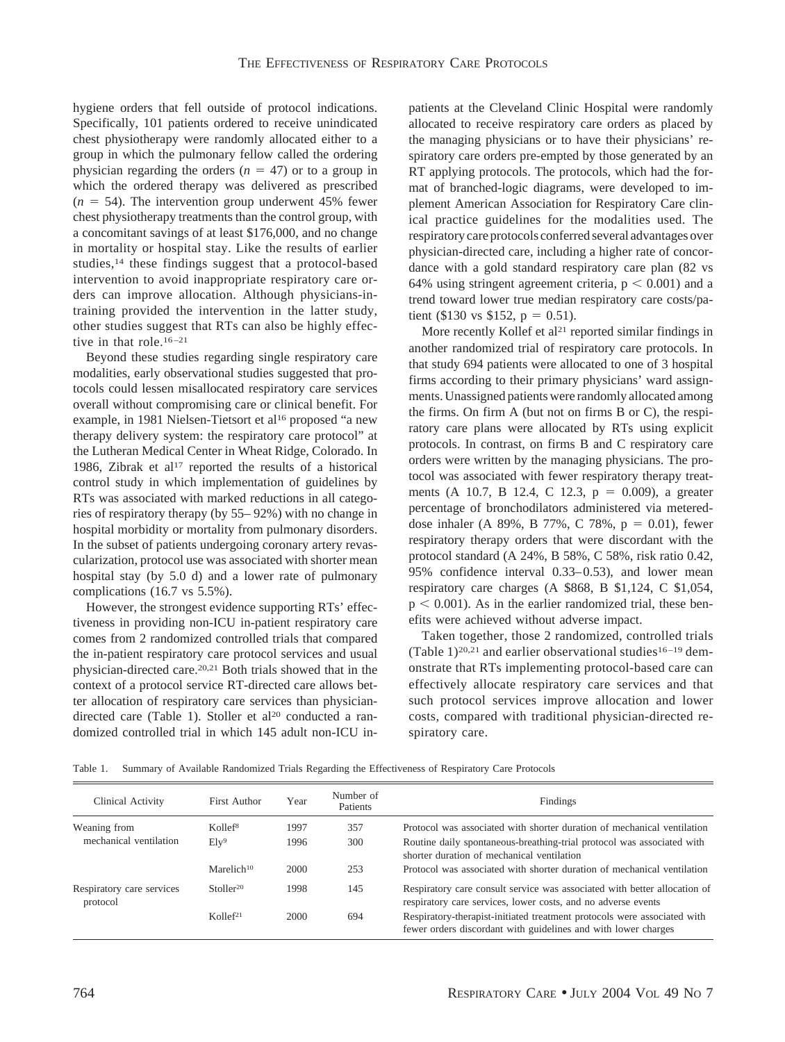hygiene orders that fell outside of protocol indications. Specifically, 101 patients ordered to receive unindicated chest physiotherapy were randomly allocated either to a group in which the pulmonary fellow called the ordering physician regarding the orders ($n = 47$) or to a group in which the ordered therapy was delivered as prescribed ($n = 54$). The intervention group underwent 45% fewer chest physiotherapy treatments than the control group, with a concomitant savings of at least $176,000, and no change in mortality or hospital stay. Like the results of earlier studies,[14] these findings suggest that a protocol-based intervention to avoid inappropriate respiratory care orders can improve allocation. Although physicians-in-training provided the intervention in the latter study, other studies suggest that RTs can also be highly effective in that role.[16–21]

Beyond these studies regarding single respiratory care modalities, early observational studies suggested that protocols could lessen misallocated respiratory care services overall without compromising care or clinical benefit. For example, in 1981 Nielsen-Tietsort et al[16] proposed "a new therapy delivery system: the respiratory care protocol" at the Lutheran Medical Center in Wheat Ridge, Colorado. In 1986, Zibrak et al[17] reported the results of a historical control study in which implementation of guidelines by RTs was associated with marked reductions in all categories of respiratory therapy (by 55–92%) with no change in hospital morbidity or mortality from pulmonary disorders. In the subset of patients undergoing coronary artery revascularization, protocol use was associated with shorter mean hospital stay (by 5.0 d) and a lower rate of pulmonary complications (16.7 vs 5.5%).

However, the strongest evidence supporting RTs' effectiveness in providing non-ICU in-patient respiratory care comes from 2 randomized controlled trials that compared the in-patient respiratory care protocol services and usual physician-directed care.[20,21] Both trials showed that in the context of a protocol service RT-directed care allows better allocation of respiratory care services than physician-directed care (Table 1). Stoller et al[20] conducted a randomized controlled trial in which 145 adult non-ICU in-patients at the Cleveland Clinic Hospital were randomly allocated to receive respiratory care orders as placed by the managing physicians or to have their physicians' respiratory care orders pre-empted by those generated by an RT applying protocols. The protocols, which had the format of branched-logic diagrams, were developed to implement American Association for Respiratory Care clinical practice guidelines for the modalities used. The respiratory care protocols conferred several advantages over physician-directed care, including a higher rate of concordance with a gold standard respiratory care plan (82 vs 64% using stringent agreement criteria, $p < 0.001$) and a trend toward lower true median respiratory care costs/patient ($130 vs $152, $p = 0.51$).

More recently Kollef et al[21] reported similar findings in another randomized trial of respiratory care protocols. In that study 694 patients were allocated to one of 3 hospital firms according to their primary physicians' ward assignments. Unassigned patients were randomly allocated among the firms. On firm A (but not on firms B or C), the respiratory care plans were allocated by RTs using explicit protocols. In contrast, on firms B and C respiratory care orders were written by the managing physicians. The protocol was associated with fewer respiratory therapy treatments (A 10.7, B 12.4, C 12.3, $p = 0.009$), a greater percentage of bronchodilators administered via metered-dose inhaler (A 89%, B 77%, C 78%, $p = 0.01$), fewer respiratory therapy orders that were discordant with the protocol standard (A 24%, B 58%, C 58%, risk ratio 0.42, 95% confidence interval 0.33–0.53), and lower mean respiratory care charges (A $868, B $1,124, C $1,054, $p < 0.001$). As in the earlier randomized trial, these benefits were achieved without adverse impact.

Taken together, those 2 randomized, controlled trials (Table 1)[20,21] and earlier observational studies[16–19] demonstrate that RTs implementing protocol-based care can effectively allocate respiratory care services and that such protocol services improve allocation and lower costs, compared with traditional physician-directed respiratory care.

Table 1. Summary of Available Randomized Trials Regarding the Effectiveness of Respiratory Care Protocols

| Clinical Activity | First Author | Year | Number of Patients | Findings |
|---|---|---|---|---|
| Weaning from mechanical ventilation | Kollef[8] | 1997 | 357 | Protocol was associated with shorter duration of mechanical ventilation |
| | Ely[9] | 1996 | 300 | Routine daily spontaneous-breathing-trial protocol was associated with shorter duration of mechanical ventilation |
| | Marelich[10] | 2000 | 253 | Protocol was associated with shorter duration of mechanical ventilation |
| Respiratory care services protocol | Stoller[20] | 1998 | 145 | Respiratory care consult service was associated with better allocation of respiratory care services, lower costs, and no adverse events |
| | Kollef[21] | 2000 | 694 | Respiratory-therapist-initiated treatment protocols were associated with fewer orders discordant with guidelines and with lower charges |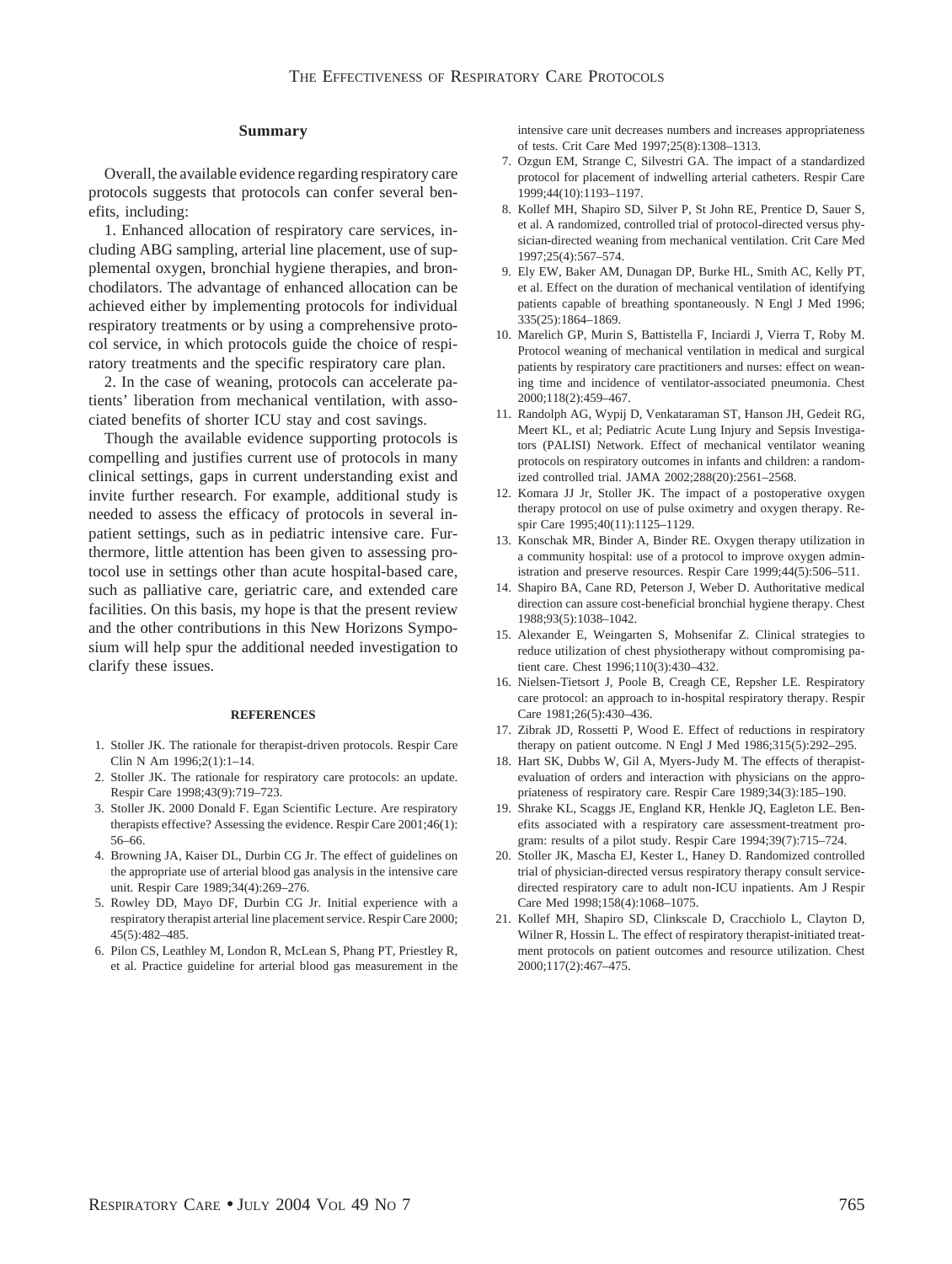## Summary

Overall, the available evidence regarding respiratory care protocols suggests that protocols can confer several benefits, including:

1. Enhanced allocation of respiratory care services, including ABG sampling, arterial line placement, use of supplemental oxygen, bronchial hygiene therapies, and bronchodilators. The advantage of enhanced allocation can be achieved either by implementing protocols for individual respiratory treatments or by using a comprehensive protocol service, in which protocols guide the choice of respiratory treatments and the specific respiratory care plan.

2. In the case of weaning, protocols can accelerate patients' liberation from mechanical ventilation, with associated benefits of shorter ICU stay and cost savings.

Though the available evidence supporting protocols is compelling and justifies current use of protocols in many clinical settings, gaps in current understanding exist and invite further research. For example, additional study is needed to assess the efficacy of protocols in several inpatient settings, such as in pediatric intensive care. Furthermore, little attention has been given to assessing protocol use in settings other than acute hospital-based care, such as palliative care, geriatric care, and extended care facilities. On this basis, my hope is that the present review and the other contributions in this New Horizons Symposium will help spur the additional needed investigation to clarify these issues.

### REFERENCES

1. Stoller JK. The rationale for therapist-driven protocols. Respir Care Clin N Am 1996;2(1):1–14.
2. Stoller JK. The rationale for respiratory care protocols: an update. Respir Care 1998;43(9):719–723.
3. Stoller JK. 2000 Donald F. Egan Scientific Lecture. Are respiratory therapists effective? Assessing the evidence. Respir Care 2001;46(1):56–66.
4. Browning JA, Kaiser DL, Durbin CG Jr. The effect of guidelines on the appropriate use of arterial blood gas analysis in the intensive care unit. Respir Care 1989;34(4):269–276.
5. Rowley DD, Mayo DF, Durbin CG Jr. Initial experience with a respiratory therapist arterial line placement service. Respir Care 2000;45(5):482–485.
6. Pilon CS, Leathley M, London R, McLean S, Phang PT, Priestley R, et al. Practice guideline for arterial blood gas measurement in the intensive care unit decreases numbers and increases appropriateness of tests. Crit Care Med 1997;25(8):1308–1313.
7. Ozgun EM, Strange C, Silvestri GA. The impact of a standardized protocol for placement of indwelling arterial catheters. Respir Care 1999;44(10):1193–1197.
8. Kollef MH, Shapiro SD, Silver P, St John RE, Prentice D, Sauer S, et al. A randomized, controlled trial of protocol-directed versus physician-directed weaning from mechanical ventilation. Crit Care Med 1997;25(4):567–574.
9. Ely EW, Baker AM, Dunagan DP, Burke HL, Smith AC, Kelly PT, et al. Effect on the duration of mechanical ventilation of identifying patients capable of breathing spontaneously. N Engl J Med 1996;335(25):1864–1869.
10. Marelich GP, Murin S, Battistella F, Inciardi J, Vierra T, Roby M. Protocol weaning of mechanical ventilation in medical and surgical patients by respiratory care practitioners and nurses: effect on weaning time and incidence of ventilator-associated pneumonia. Chest 2000;118(2):459–467.
11. Randolph AG, Wypij D, Venkataraman ST, Hanson JH, Gedeit RG, Meert KL, et al; Pediatric Acute Lung Injury and Sepsis Investigators (PALISI) Network. Effect of mechanical ventilator weaning protocols on respiratory outcomes in infants and children: a randomized controlled trial. JAMA 2002;288(20):2561–2568.
12. Komara JJ Jr, Stoller JK. The impact of a postoperative oxygen therapy protocol on use of pulse oximetry and oxygen therapy. Respir Care 1995;40(11):1125–1129.
13. Konschak MR, Binder A, Binder RE. Oxygen therapy utilization in a community hospital: use of a protocol to improve oxygen administration and preserve resources. Respir Care 1999;44(5):506–511.
14. Shapiro BA, Cane RD, Peterson J, Weber D. Authoritative medical direction can assure cost-beneficial bronchial hygiene therapy. Chest 1988;93(5):1038–1042.
15. Alexander E, Weingarten S, Mohsenifar Z. Clinical strategies to reduce utilization of chest physiotherapy without compromising patient care. Chest 1996;110(3):430–432.
16. Nielsen-Tietsort J, Poole B, Creagh CE, Repsher LE. Respiratory care protocol: an approach to in-hospital respiratory therapy. Respir Care 1981;26(5):430–436.
17. Zibrak JD, Rossetti P, Wood E. Effect of reductions in respiratory therapy on patient outcome. N Engl J Med 1986;315(5):292–295.
18. Hart SK, Dubbs W, Gil A, Myers-Judy M. The effects of therapist-evaluation of orders and interaction with physicians on the appropriateness of respiratory care. Respir Care 1989;34(3):185–190.
19. Shrake KL, Scaggs JE, England KR, Henkle JQ, Eagleton LE. Benefits associated with a respiratory care assessment-treatment program: results of a pilot study. Respir Care 1994;39(7):715–724.
20. Stoller JK, Mascha EJ, Kester L, Haney D. Randomized controlled trial of physician-directed versus respiratory therapy consult service-directed respiratory care to adult non-ICU inpatients. Am J Respir Care Med 1998;158(4):1068–1075.
21. Kollef MH, Shapiro SD, Clinkscale D, Cracchiolo L, Clayton D, Wilner R, Hossin L. The effect of respiratory therapist-initiated treatment protocols on patient outcomes and resource utilization. Chest 2000;117(2):467–475.